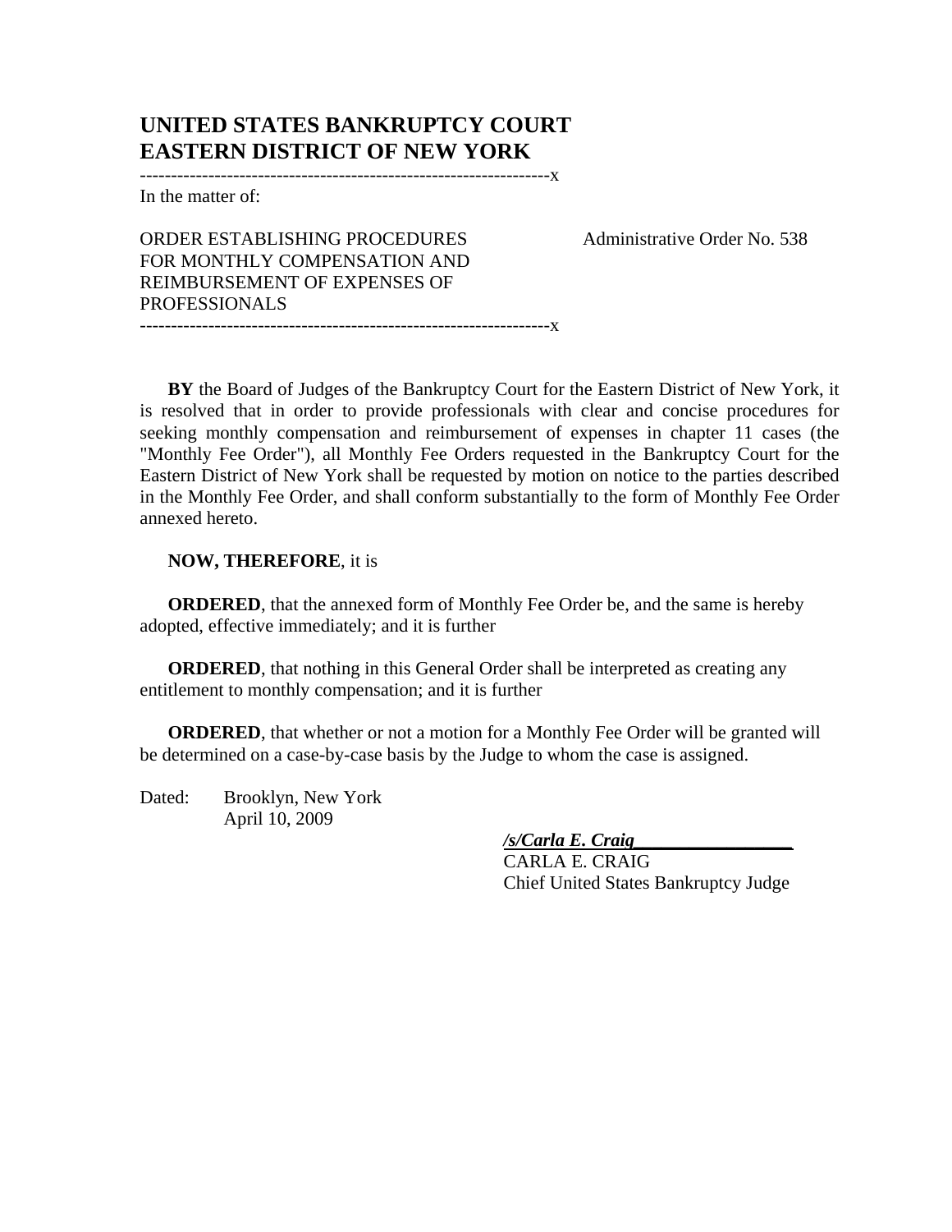# UNITED STATES BANKRUPTCY COURT
# EASTERN DISTRICT OF NEW YORK

------------------------------------------------------------------x

In the matter of:

ORDER ESTABLISHING PROCEDURES FOR MONTHLY COMPENSATION AND REIMBURSEMENT OF EXPENSES OF PROFESSIONALS

Administrative Order No. 538

------------------------------------------------------------------x

**BY** the Board of Judges of the Bankruptcy Court for the Eastern District of New York, it is resolved that in order to provide professionals with clear and concise procedures for seeking monthly compensation and reimbursement of expenses in chapter 11 cases (the "Monthly Fee Order"), all Monthly Fee Orders requested in the Bankruptcy Court for the Eastern District of New York shall be requested by motion on notice to the parties described in the Monthly Fee Order, and shall conform substantially to the form of Monthly Fee Order annexed hereto.

**NOW, THEREFORE**, it is

**ORDERED**, that the annexed form of Monthly Fee Order be, and the same is hereby adopted, effective immediately; and it is further

**ORDERED**, that nothing in this General Order shall be interpreted as creating any entitlement to monthly compensation; and it is further

**ORDERED**, that whether or not a motion for a Monthly Fee Order will be granted will be determined on a case-by-case basis by the Judge to whom the case is assigned.

Dated: Brooklyn, New York
April 10, 2009

***/s/Carla E. Craig***
CARLA E. CRAIG
Chief United States Bankruptcy Judge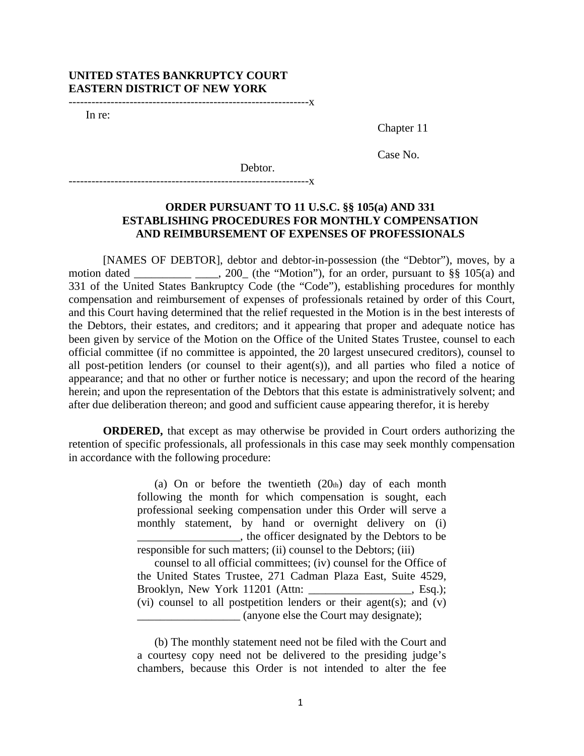**UNITED STATES BANKRUPTCY COURT**
**EASTERN DISTRICT OF NEW YORK**

---------------------------------------------------------------x

In re:

Chapter 11

Case No.

Debtor.

---------------------------------------------------------------x

**ORDER PURSUANT TO 11 U.S.C. §§ 105(a) AND 331 ESTABLISHING PROCEDURES FOR MONTHLY COMPENSATION AND REIMBURSEMENT OF EXPENSES OF PROFESSIONALS**

[NAMES OF DEBTOR], debtor and debtor-in-possession (the "Debtor"), moves, by a motion dated __________ ____, 200_ (the "Motion"), for an order, pursuant to §§ 105(a) and 331 of the United States Bankruptcy Code (the "Code"), establishing procedures for monthly compensation and reimbursement of expenses of professionals retained by order of this Court, and this Court having determined that the relief requested in the Motion is in the best interests of the Debtors, their estates, and creditors; and it appearing that proper and adequate notice has been given by service of the Motion on the Office of the United States Trustee, counsel to each official committee (if no committee is appointed, the 20 largest unsecured creditors), counsel to all post-petition lenders (or counsel to their agent(s)), and all parties who filed a notice of appearance; and that no other or further notice is necessary; and upon the record of the hearing herein; and upon the representation of the Debtors that this estate is administratively solvent; and after due deliberation thereon; and good and sufficient cause appearing therefor, it is hereby

**ORDERED,** that except as may otherwise be provided in Court orders authorizing the retention of specific professionals, all professionals in this case may seek monthly compensation in accordance with the following procedure:

> (a) On or before the twentieth (20th) day of each month following the month for which compensation is sought, each professional seeking compensation under this Order will serve a monthly statement, by hand or overnight delivery on (i) __________________, the officer designated by the Debtors to be responsible for such matters; (ii) counsel to the Debtors; (iii) counsel to all official committees; (iv) counsel for the Office of the United States Trustee, 271 Cadman Plaza East, Suite 4529, Brooklyn, New York 11201 (Attn: __________________, Esq.); (vi) counsel to all postpetition lenders or their agent(s); and (v) __________________ (anyone else the Court may designate);
>
> (b) The monthly statement need not be filed with the Court and a courtesy copy need not be delivered to the presiding judge's chambers, because this Order is not intended to alter the fee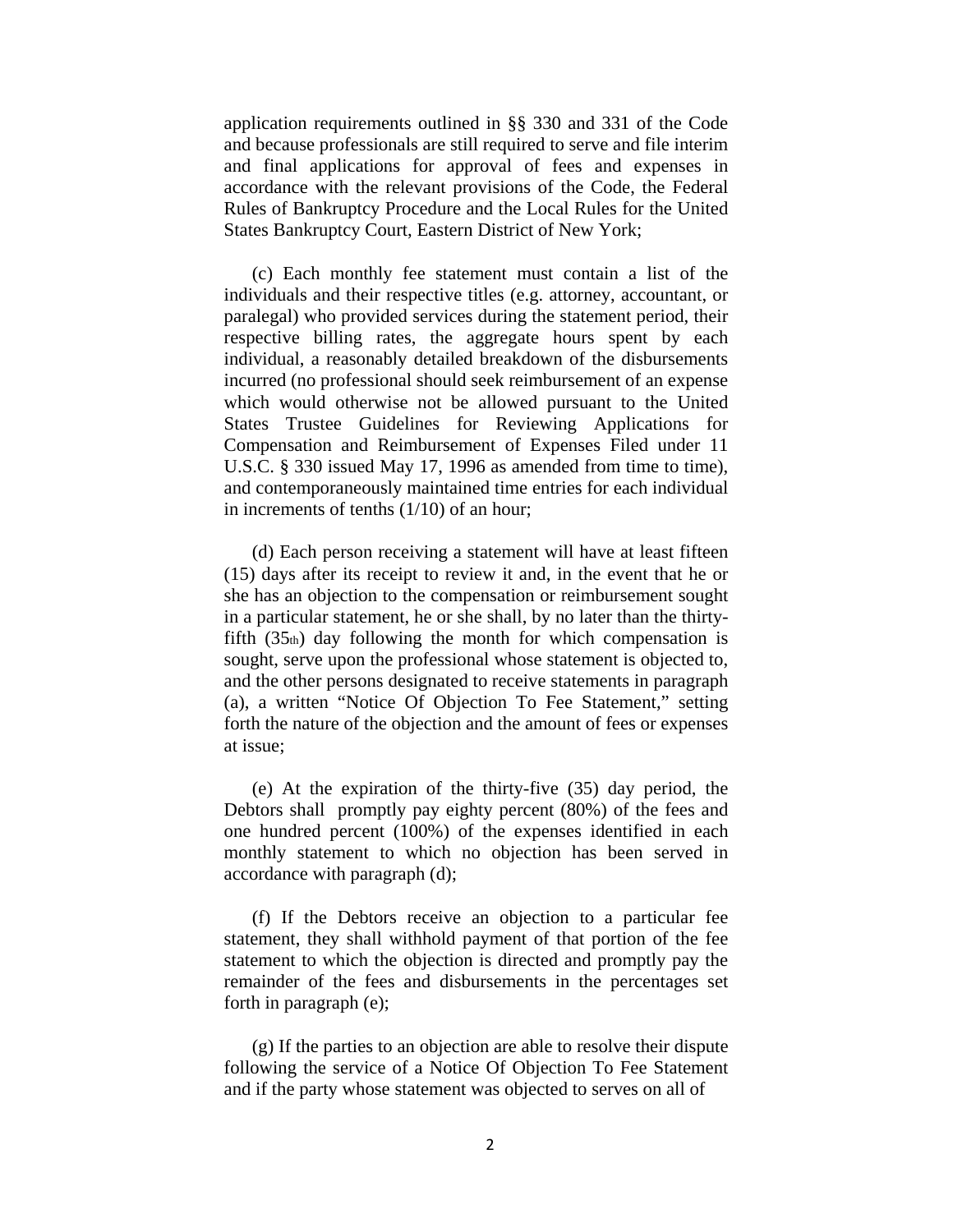application requirements outlined in §§ 330 and 331 of the Code and because professionals are still required to serve and file interim and final applications for approval of fees and expenses in accordance with the relevant provisions of the Code, the Federal Rules of Bankruptcy Procedure and the Local Rules for the United States Bankruptcy Court, Eastern District of New York;

(c) Each monthly fee statement must contain a list of the individuals and their respective titles (e.g. attorney, accountant, or paralegal) who provided services during the statement period, their respective billing rates, the aggregate hours spent by each individual, a reasonably detailed breakdown of the disbursements incurred (no professional should seek reimbursement of an expense which would otherwise not be allowed pursuant to the United States Trustee Guidelines for Reviewing Applications for Compensation and Reimbursement of Expenses Filed under 11 U.S.C. § 330 issued May 17, 1996 as amended from time to time), and contemporaneously maintained time entries for each individual in increments of tenths (1/10) of an hour;

(d) Each person receiving a statement will have at least fifteen (15) days after its receipt to review it and, in the event that he or she has an objection to the compensation or reimbursement sought in a particular statement, he or she shall, by no later than the thirty-fifth (35th) day following the month for which compensation is sought, serve upon the professional whose statement is objected to, and the other persons designated to receive statements in paragraph (a), a written "Notice Of Objection To Fee Statement," setting forth the nature of the objection and the amount of fees or expenses at issue;

(e) At the expiration of the thirty-five (35) day period, the Debtors shall promptly pay eighty percent (80%) of the fees and one hundred percent (100%) of the expenses identified in each monthly statement to which no objection has been served in accordance with paragraph (d);

(f) If the Debtors receive an objection to a particular fee statement, they shall withhold payment of that portion of the fee statement to which the objection is directed and promptly pay the remainder of the fees and disbursements in the percentages set forth in paragraph (e);

(g) If the parties to an objection are able to resolve their dispute following the service of a Notice Of Objection To Fee Statement and if the party whose statement was objected to serves on all of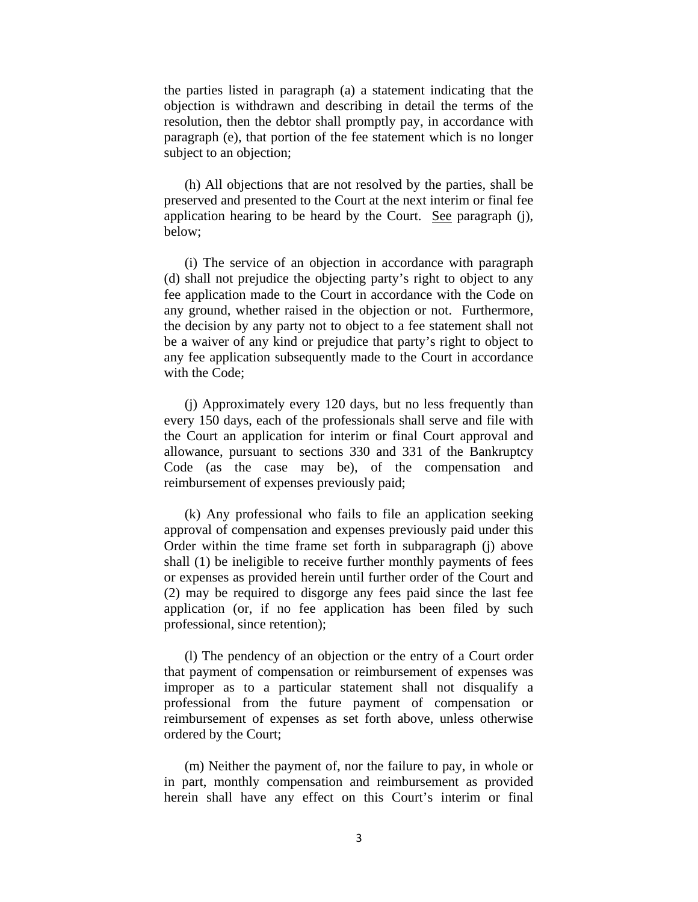the parties listed in paragraph (a) a statement indicating that the objection is withdrawn and describing in detail the terms of the resolution, then the debtor shall promptly pay, in accordance with paragraph (e), that portion of the fee statement which is no longer subject to an objection;

(h) All objections that are not resolved by the parties, shall be preserved and presented to the Court at the next interim or final fee application hearing to be heard by the Court. See paragraph (j), below;

(i) The service of an objection in accordance with paragraph (d) shall not prejudice the objecting party's right to object to any fee application made to the Court in accordance with the Code on any ground, whether raised in the objection or not. Furthermore, the decision by any party not to object to a fee statement shall not be a waiver of any kind or prejudice that party's right to object to any fee application subsequently made to the Court in accordance with the Code;

(j) Approximately every 120 days, but no less frequently than every 150 days, each of the professionals shall serve and file with the Court an application for interim or final Court approval and allowance, pursuant to sections 330 and 331 of the Bankruptcy Code (as the case may be), of the compensation and reimbursement of expenses previously paid;

(k) Any professional who fails to file an application seeking approval of compensation and expenses previously paid under this Order within the time frame set forth in subparagraph (j) above shall (1) be ineligible to receive further monthly payments of fees or expenses as provided herein until further order of the Court and (2) may be required to disgorge any fees paid since the last fee application (or, if no fee application has been filed by such professional, since retention);

(l) The pendency of an objection or the entry of a Court order that payment of compensation or reimbursement of expenses was improper as to a particular statement shall not disqualify a professional from the future payment of compensation or reimbursement of expenses as set forth above, unless otherwise ordered by the Court;

(m) Neither the payment of, nor the failure to pay, in whole or in part, monthly compensation and reimbursement as provided herein shall have any effect on this Court's interim or final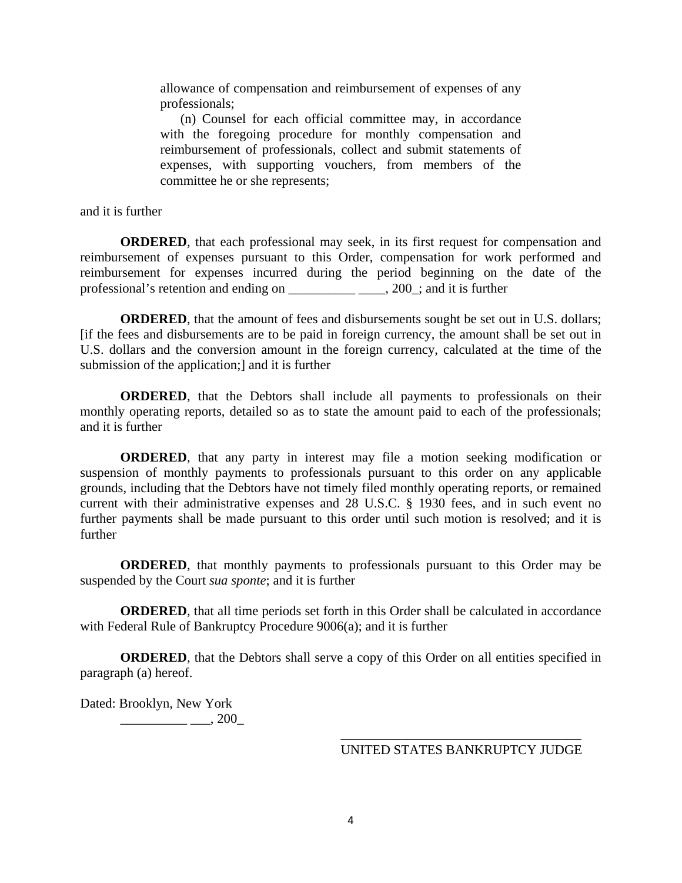allowance of compensation and reimbursement of expenses of any professionals;

(n) Counsel for each official committee may, in accordance with the foregoing procedure for monthly compensation and reimbursement of professionals, collect and submit statements of expenses, with supporting vouchers, from members of the committee he or she represents;

and it is further

**ORDERED**, that each professional may seek, in its first request for compensation and reimbursement of expenses pursuant to this Order, compensation for work performed and reimbursement for expenses incurred during the period beginning on the date of the professional's retention and ending on __________ ____, 200_; and it is further

**ORDERED**, that the amount of fees and disbursements sought be set out in U.S. dollars; [if the fees and disbursements are to be paid in foreign currency, the amount shall be set out in U.S. dollars and the conversion amount in the foreign currency, calculated at the time of the submission of the application;] and it is further

**ORDERED**, that the Debtors shall include all payments to professionals on their monthly operating reports, detailed so as to state the amount paid to each of the professionals; and it is further

**ORDERED**, that any party in interest may file a motion seeking modification or suspension of monthly payments to professionals pursuant to this order on any applicable grounds, including that the Debtors have not timely filed monthly operating reports, or remained current with their administrative expenses and 28 U.S.C. § 1930 fees, and in such event no further payments shall be made pursuant to this order until such motion is resolved; and it is further

**ORDERED**, that monthly payments to professionals pursuant to this Order may be suspended by the Court *sua sponte*; and it is further

**ORDERED**, that all time periods set forth in this Order shall be calculated in accordance with Federal Rule of Bankruptcy Procedure 9006(a); and it is further

**ORDERED**, that the Debtors shall serve a copy of this Order on all entities specified in paragraph (a) hereof.

Dated: Brooklyn, New York
__________ ___, 200_

_____________________________________
UNITED STATES BANKRUPTCY JUDGE